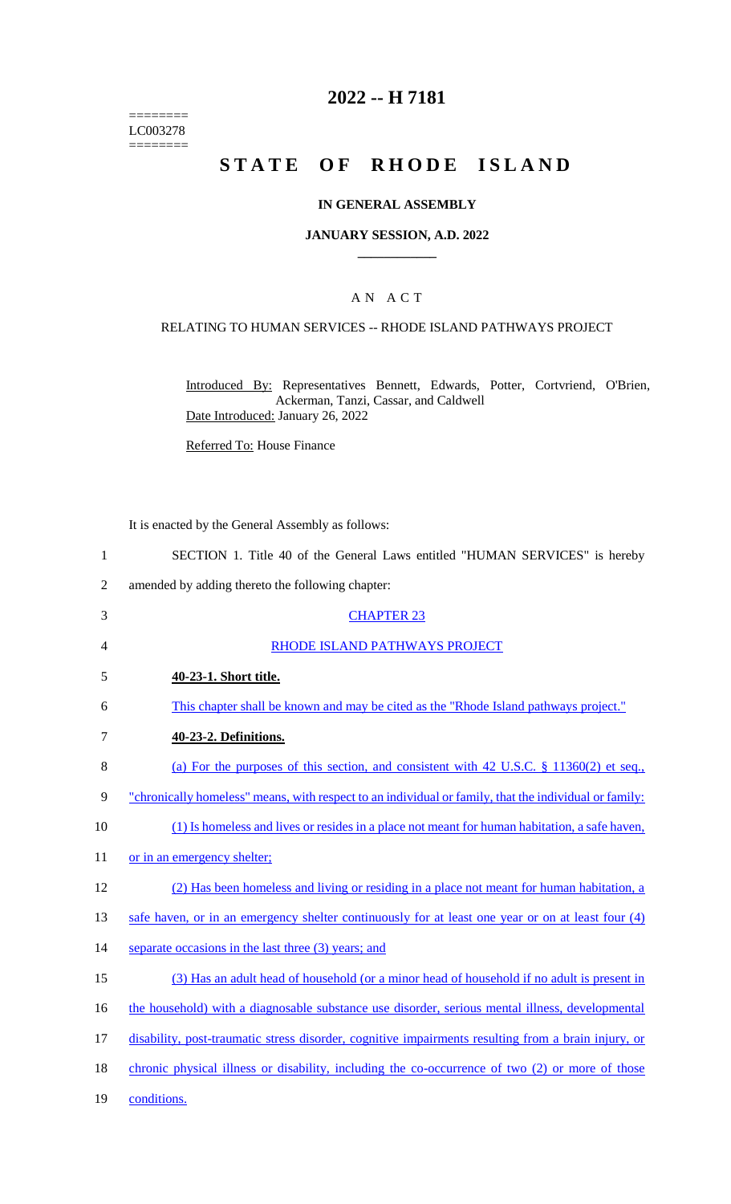========
LC003278
========

# 2022 -- H 7181

# STATE OF RHODE ISLAND

### IN GENERAL ASSEMBLY

### JANUARY SESSION, A.D. 2022

## AN ACT

### RELATING TO HUMAN SERVICES -- RHODE ISLAND PATHWAYS PROJECT

Introduced By: Representatives Bennett, Edwards, Potter, Cortvriend, O'Brien, Ackerman, Tanzi, Cassar, and Caldwell
Date Introduced: January 26, 2022

Referred To: House Finance

It is enacted by the General Assembly as follows:

SECTION 1. Title 40 of the General Laws entitled "HUMAN SERVICES" is hereby amended by adding thereto the following chapter:

CHAPTER 23

RHODE ISLAND PATHWAYS PROJECT

**40-23-1. Short title.**

This chapter shall be known and may be cited as the "Rhode Island pathways project."

**40-23-2. Definitions.**

(a) For the purposes of this section, and consistent with 42 U.S.C. § 11360(2) et seq., "chronically homeless" means, with respect to an individual or family, that the individual or family:

(1) Is homeless and lives or resides in a place not meant for human habitation, a safe haven, or in an emergency shelter;

(2) Has been homeless and living or residing in a place not meant for human habitation, a safe haven, or in an emergency shelter continuously for at least one year or on at least four (4) separate occasions in the last three (3) years; and

(3) Has an adult head of household (or a minor head of household if no adult is present in the household) with a diagnosable substance use disorder, serious mental illness, developmental disability, post-traumatic stress disorder, cognitive impairments resulting from a brain injury, or chronic physical illness or disability, including the co-occurrence of two (2) or more of those conditions.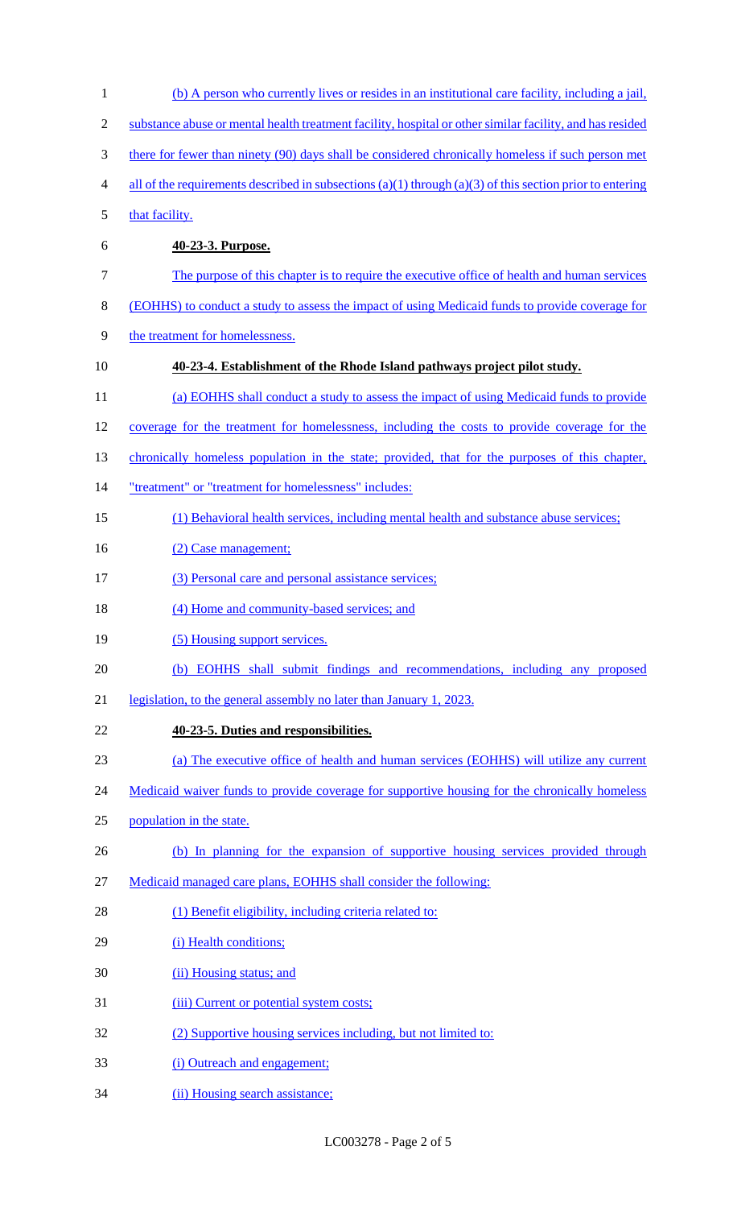(b) A person who currently lives or resides in an institutional care facility, including a jail, substance abuse or mental health treatment facility, hospital or other similar facility, and has resided there for fewer than ninety (90) days shall be considered chronically homeless if such person met all of the requirements described in subsections (a)(1) through (a)(3) of this section prior to entering that facility.

**40-23-3. Purpose.**

The purpose of this chapter is to require the executive office of health and human services (EOHHS) to conduct a study to assess the impact of using Medicaid funds to provide coverage for the treatment for homelessness.

**40-23-4. Establishment of the Rhode Island pathways project pilot study.**

(a) EOHHS shall conduct a study to assess the impact of using Medicaid funds to provide coverage for the treatment for homelessness, including the costs to provide coverage for the chronically homeless population in the state; provided, that for the purposes of this chapter, "treatment" or "treatment for homelessness" includes:

(1) Behavioral health services, including mental health and substance abuse services;

(2) Case management;

(3) Personal care and personal assistance services;

(4) Home and community-based services; and

(5) Housing support services.

(b) EOHHS shall submit findings and recommendations, including any proposed legislation, to the general assembly no later than January 1, 2023.

**40-23-5. Duties and responsibilities.**

(a) The executive office of health and human services (EOHHS) will utilize any current Medicaid waiver funds to provide coverage for supportive housing for the chronically homeless population in the state.

(b) In planning for the expansion of supportive housing services provided through Medicaid managed care plans, EOHHS shall consider the following:

(1) Benefit eligibility, including criteria related to:

(i) Health conditions;

(ii) Housing status; and

(iii) Current or potential system costs;

(2) Supportive housing services including, but not limited to:

(i) Outreach and engagement;

(ii) Housing search assistance;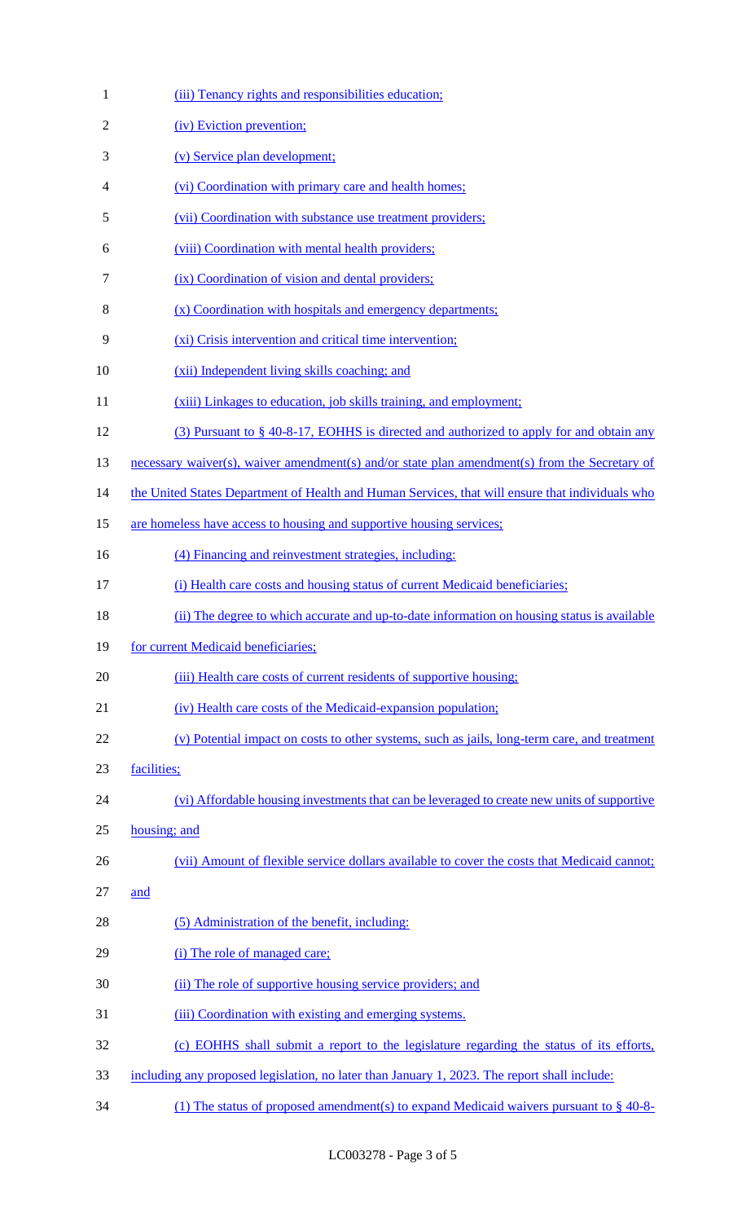(iii) Tenancy rights and responsibilities education;

(iv) Eviction prevention;

(v) Service plan development;

(vi) Coordination with primary care and health homes;

(vii) Coordination with substance use treatment providers;

(viii) Coordination with mental health providers;

(ix) Coordination of vision and dental providers;

(x) Coordination with hospitals and emergency departments;

(xi) Crisis intervention and critical time intervention;

(xii) Independent living skills coaching; and

(xiii) Linkages to education, job skills training, and employment;

(3) Pursuant to § 40-8-17, EOHHS is directed and authorized to apply for and obtain any necessary waiver(s), waiver amendment(s) and/or state plan amendment(s) from the Secretary of the United States Department of Health and Human Services, that will ensure that individuals who are homeless have access to housing and supportive housing services;

(4) Financing and reinvestment strategies, including:

(i) Health care costs and housing status of current Medicaid beneficiaries;

(ii) The degree to which accurate and up-to-date information on housing status is available for current Medicaid beneficiaries;

(iii) Health care costs of current residents of supportive housing;

(iv) Health care costs of the Medicaid-expansion population;

(v) Potential impact on costs to other systems, such as jails, long-term care, and treatment facilities;

(vi) Affordable housing investments that can be leveraged to create new units of supportive housing; and

(vii) Amount of flexible service dollars available to cover the costs that Medicaid cannot; and

(5) Administration of the benefit, including:

(i) The role of managed care;

(ii) The role of supportive housing service providers; and

(iii) Coordination with existing and emerging systems.

(c) EOHHS shall submit a report to the legislature regarding the status of its efforts, including any proposed legislation, no later than January 1, 2023. The report shall include:

(1) The status of proposed amendment(s) to expand Medicaid waivers pursuant to § 40-8-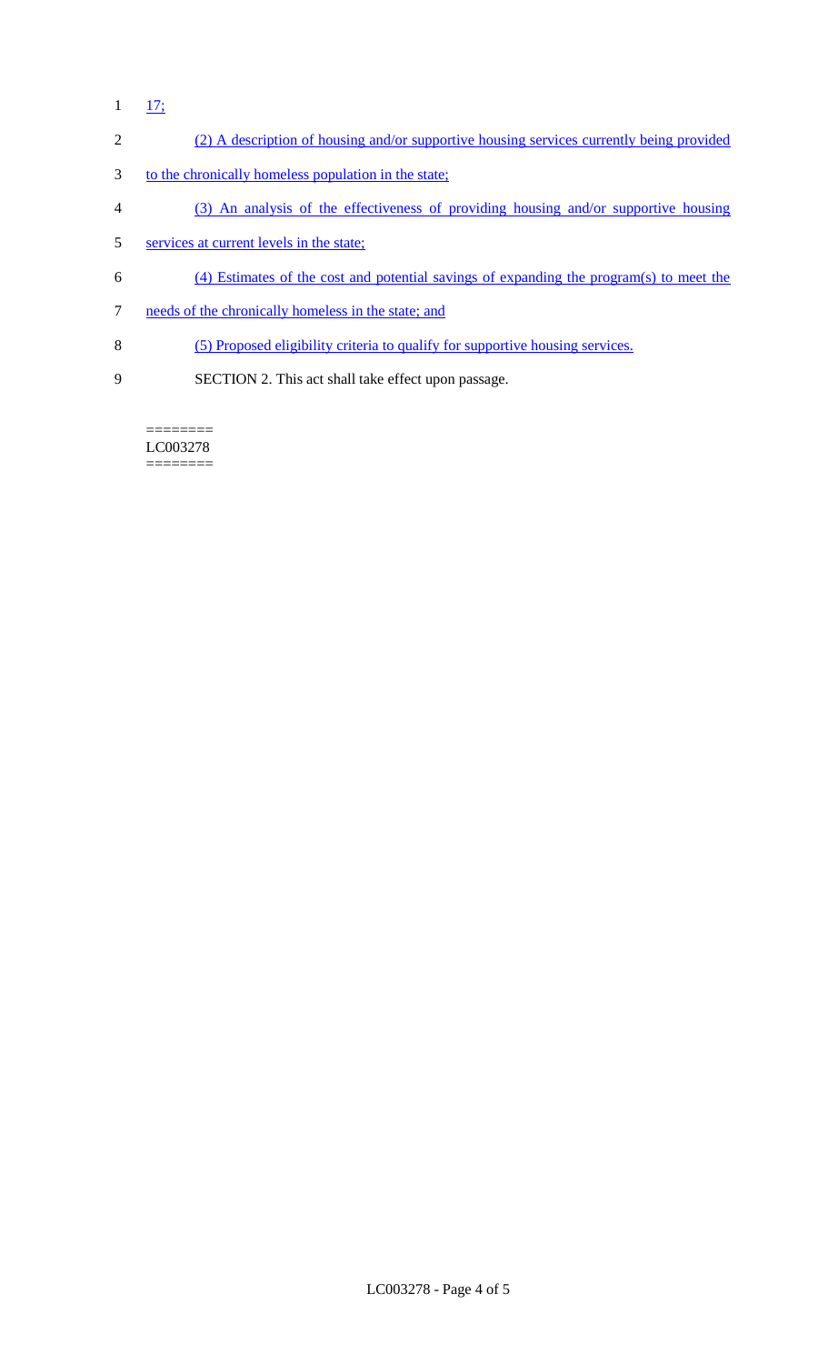17;

(2) A description of housing and/or supportive housing services currently being provided to the chronically homeless population in the state;

(3) An analysis of the effectiveness of providing housing and/or supportive housing services at current levels in the state;

(4) Estimates of the cost and potential savings of expanding the program(s) to meet the needs of the chronically homeless in the state; and

(5) Proposed eligibility criteria to qualify for supportive housing services.

SECTION 2. This act shall take effect upon passage.

========
LC003278
========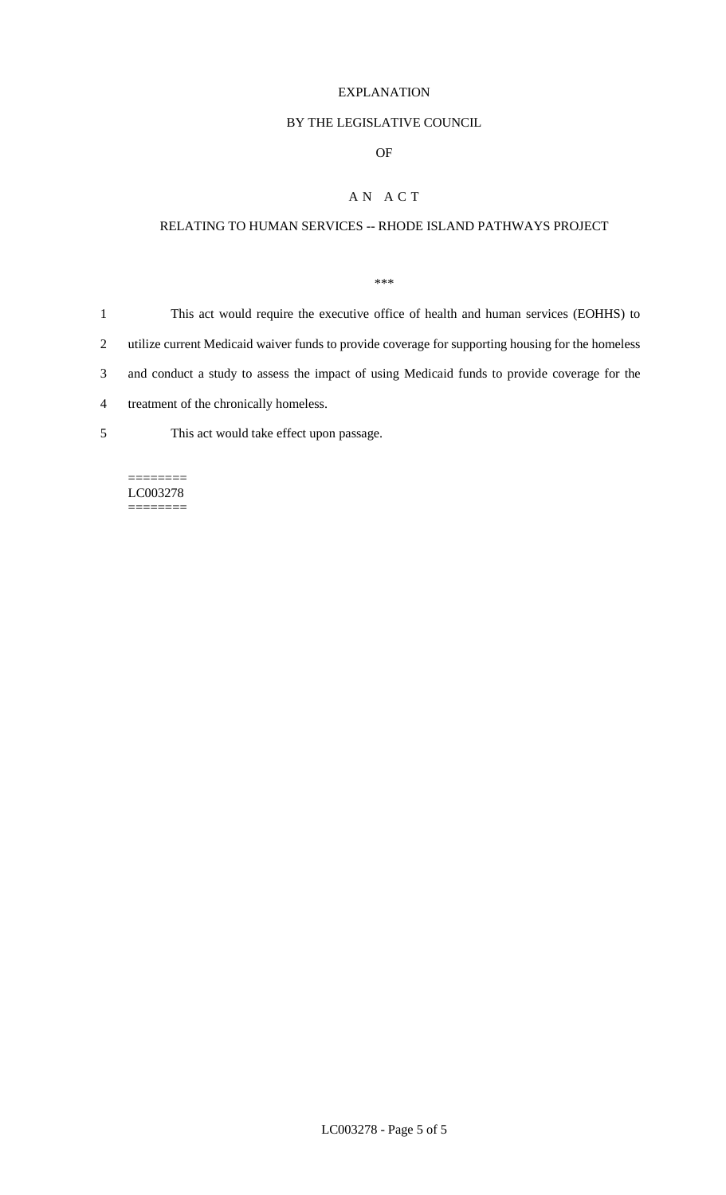EXPLANATION

BY THE LEGISLATIVE COUNCIL

OF

A N A C T

RELATING TO HUMAN SERVICES -- RHODE ISLAND PATHWAYS PROJECT

\*\*\*

1 This act would require the executive office of health and human services (EOHHS) to
2 utilize current Medicaid waiver funds to provide coverage for supporting housing for the homeless
3 and conduct a study to assess the impact of using Medicaid funds to provide coverage for the
4 treatment of the chronically homeless.

5 This act would take effect upon passage.

========
LC003278
========